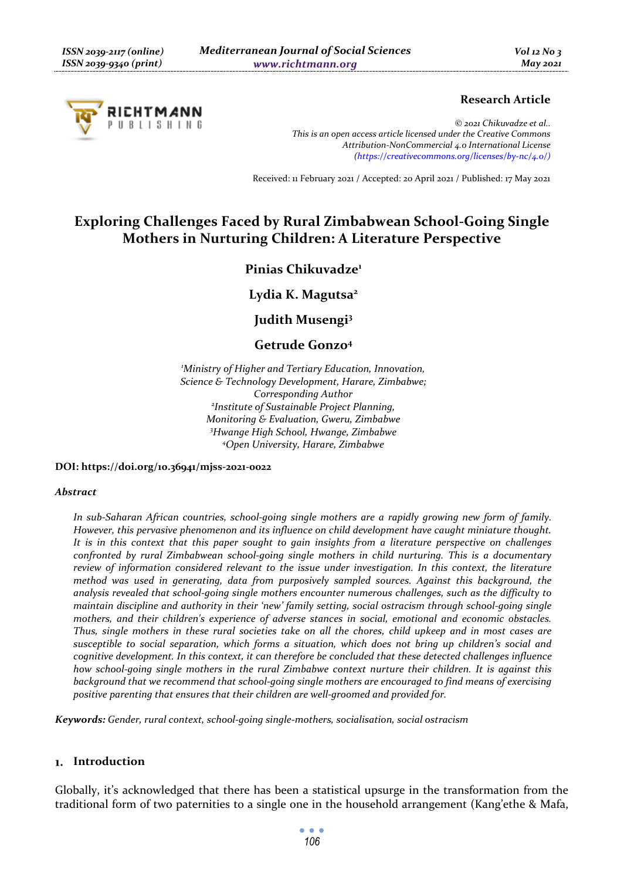**Research Article**

*© 2021 Chikuvadze et al..*
*This is an open access article licensed under the Creative Commons Attribution-NonCommercial 4.0 International License (https://creativecommons.org/licenses/by-nc/4.0/)*

Received: 11 February 2021 / Accepted: 20 April 2021 / Published: 17 May 2021

# Exploring Challenges Faced by Rural Zimbabwean School-Going Single Mothers in Nurturing Children: A Literature Perspective

**Pinias Chikuvadze[1]**

**Lydia K. Magutsa[2]**

**Judith Musengi[3]**

**Getrude Gonzo[4]**

*[1]Ministry of Higher and Tertiary Education, Innovation, Science & Technology Development, Harare, Zimbabwe; Corresponding Author*
*[2]Institute of Sustainable Project Planning, Monitoring & Evaluation, Gweru, Zimbabwe*
*[3]Hwange High School, Hwange, Zimbabwe*
*[4]Open University, Harare, Zimbabwe*

**DOI: https://doi.org/10.36941/mjss-2021-0022**

### *Abstract*

*In sub-Saharan African countries, school-going single mothers are a rapidly growing new form of family. However, this pervasive phenomenon and its influence on child development have caught miniature thought. It is in this context that this paper sought to gain insights from a literature perspective on challenges confronted by rural Zimbabwean school-going single mothers in child nurturing. This is a documentary review of information considered relevant to the issue under investigation. In this context, the literature method was used in generating, data from purposively sampled sources. Against this background, the analysis revealed that school-going single mothers encounter numerous challenges, such as the difficulty to maintain discipline and authority in their 'new' family setting, social ostracism through school-going single mothers, and their children's experience of adverse stances in social, emotional and economic obstacles. Thus, single mothers in these rural societies take on all the chores, child upkeep and in most cases are susceptible to social separation, which forms a situation, which does not bring up children's social and cognitive development. In this context, it can therefore be concluded that these detected challenges influence how school-going single mothers in the rural Zimbabwe context nurture their children. It is against this background that we recommend that school-going single mothers are encouraged to find means of exercising positive parenting that ensures that their children are well-groomed and provided for.*

**Keywords:** Gender, rural context, school-going single-mothers, socialisation, social ostracism

## 1. Introduction

Globally, it's acknowledged that there has been a statistical upsurge in the transformation from the traditional form of two paternities to a single one in the household arrangement (Kang'ethe & Mafa,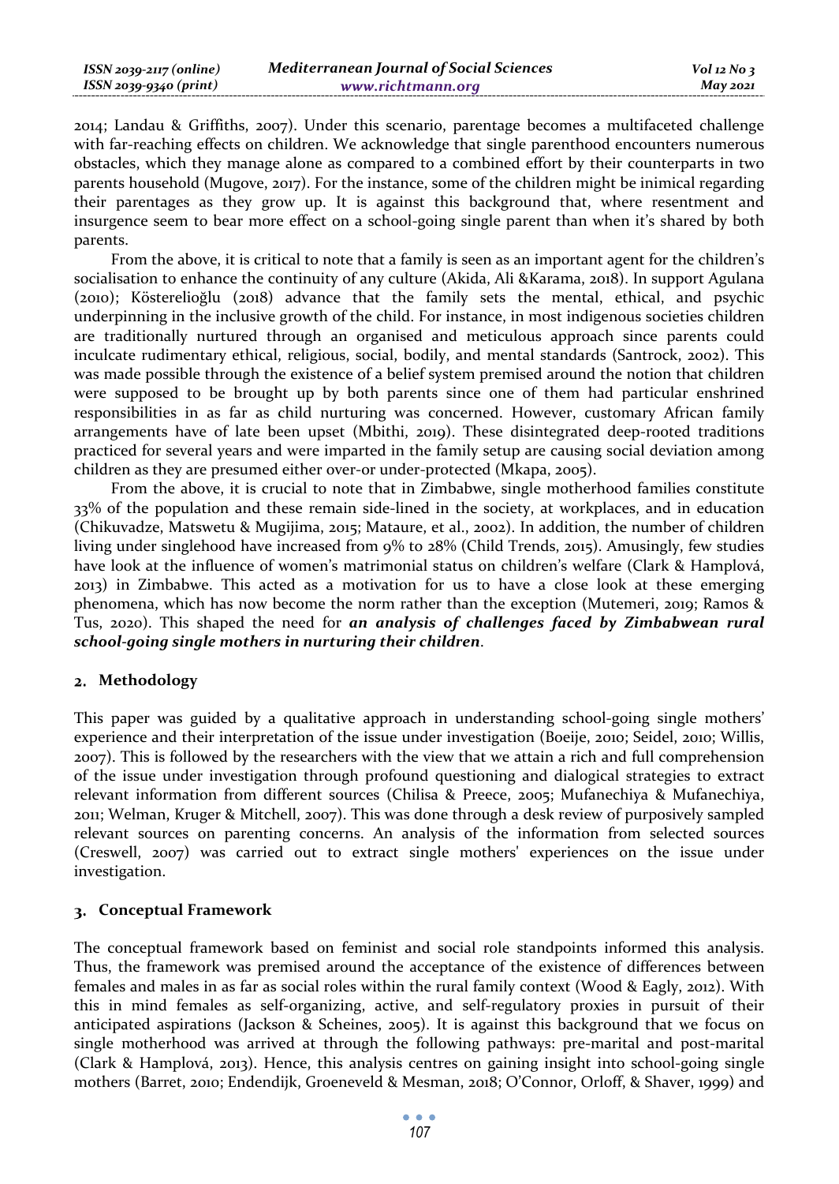2014; Landau & Griffiths, 2007). Under this scenario, parentage becomes a multifaceted challenge with far-reaching effects on children. We acknowledge that single parenthood encounters numerous obstacles, which they manage alone as compared to a combined effort by their counterparts in two parents household (Mugove, 2017). For the instance, some of the children might be inimical regarding their parentages as they grow up. It is against this background that, where resentment and insurgence seem to bear more effect on a school-going single parent than when it's shared by both parents.

From the above, it is critical to note that a family is seen as an important agent for the children's socialisation to enhance the continuity of any culture (Akida, Ali &Karama, 2018). In support Agulana (2010); Kösterelioğlu (2018) advance that the family sets the mental, ethical, and psychic underpinning in the inclusive growth of the child. For instance, in most indigenous societies children are traditionally nurtured through an organised and meticulous approach since parents could inculcate rudimentary ethical, religious, social, bodily, and mental standards (Santrock, 2002). This was made possible through the existence of a belief system premised around the notion that children were supposed to be brought up by both parents since one of them had particular enshrined responsibilities in as far as child nurturing was concerned. However, customary African family arrangements have of late been upset (Mbithi, 2019). These disintegrated deep-rooted traditions practiced for several years and were imparted in the family setup are causing social deviation among children as they are presumed either over-or under-protected (Mkapa, 2005).

From the above, it is crucial to note that in Zimbabwe, single motherhood families constitute 33% of the population and these remain side-lined in the society, at workplaces, and in education (Chikuvadze, Matswetu & Mugijima, 2015; Mataure, et al., 2002). In addition, the number of children living under singlehood have increased from 9% to 28% (Child Trends, 2015). Amusingly, few studies have look at the influence of women's matrimonial status on children's welfare (Clark & Hamplová, 2013) in Zimbabwe. This acted as a motivation for us to have a close look at these emerging phenomena, which has now become the norm rather than the exception (Mutemeri, 2019; Ramos & Tus, 2020). This shaped the need for ***an analysis of challenges faced by Zimbabwean rural school-going single mothers in nurturing their children***.

## 2. Methodology

This paper was guided by a qualitative approach in understanding school-going single mothers' experience and their interpretation of the issue under investigation (Boeije, 2010; Seidel, 2010; Willis, 2007). This is followed by the researchers with the view that we attain a rich and full comprehension of the issue under investigation through profound questioning and dialogical strategies to extract relevant information from different sources (Chilisa & Preece, 2005; Mufanechiya & Mufanechiya, 2011; Welman, Kruger & Mitchell, 2007). This was done through a desk review of purposively sampled relevant sources on parenting concerns. An analysis of the information from selected sources (Creswell, 2007) was carried out to extract single mothers' experiences on the issue under investigation.

## 3. Conceptual Framework

The conceptual framework based on feminist and social role standpoints informed this analysis. Thus, the framework was premised around the acceptance of the existence of differences between females and males in as far as social roles within the rural family context (Wood & Eagly, 2012). With this in mind females as self-organizing, active, and self-regulatory proxies in pursuit of their anticipated aspirations (Jackson & Scheines, 2005). It is against this background that we focus on single motherhood was arrived at through the following pathways: pre-marital and post-marital (Clark & Hamplová, 2013). Hence, this analysis centres on gaining insight into school-going single mothers (Barret, 2010; Endendijk, Groeneveld & Mesman, 2018; O'Connor, Orloff, & Shaver, 1999) and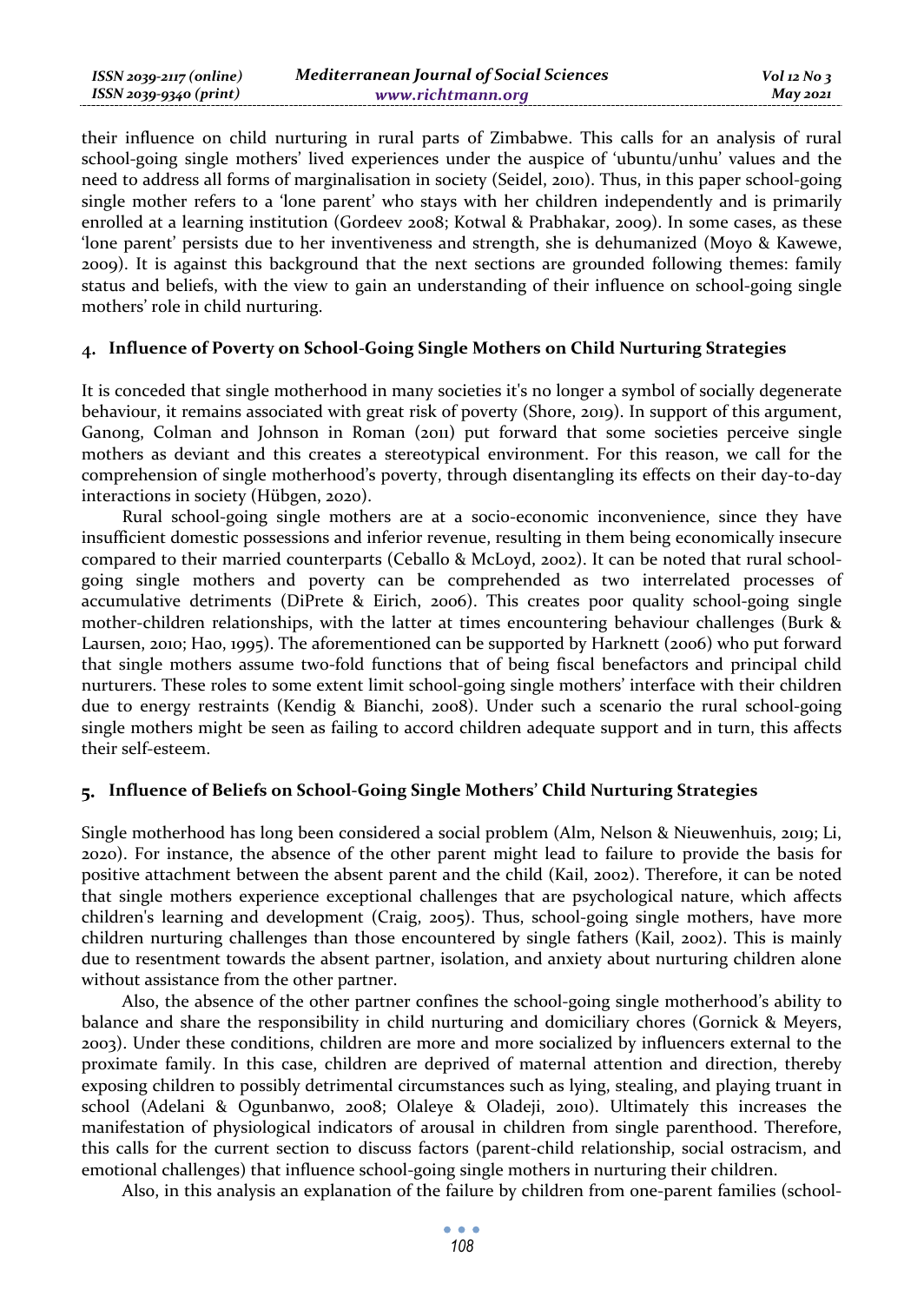their influence on child nurturing in rural parts of Zimbabwe. This calls for an analysis of rural school-going single mothers' lived experiences under the auspice of 'ubuntu/unhu' values and the need to address all forms of marginalisation in society (Seidel, 2010). Thus, in this paper school-going single mother refers to a 'lone parent' who stays with her children independently and is primarily enrolled at a learning institution (Gordeev 2008; Kotwal & Prabhakar, 2009). In some cases, as these 'lone parent' persists due to her inventiveness and strength, she is dehumanized (Moyo & Kawewe, 2009). It is against this background that the next sections are grounded following themes: family status and beliefs, with the view to gain an understanding of their influence on school-going single mothers' role in child nurturing.

## 4. Influence of Poverty on School-Going Single Mothers on Child Nurturing Strategies

It is conceded that single motherhood in many societies it's no longer a symbol of socially degenerate behaviour, it remains associated with great risk of poverty (Shore, 2019). In support of this argument, Ganong, Colman and Johnson in Roman (2011) put forward that some societies perceive single mothers as deviant and this creates a stereotypical environment. For this reason, we call for the comprehension of single motherhood's poverty, through disentangling its effects on their day-to-day interactions in society (Hübgen, 2020).

Rural school-going single mothers are at a socio-economic inconvenience, since they have insufficient domestic possessions and inferior revenue, resulting in them being economically insecure compared to their married counterparts (Ceballo & McLoyd, 2002). It can be noted that rural school-going single mothers and poverty can be comprehended as two interrelated processes of accumulative detriments (DiPrete & Eirich, 2006). This creates poor quality school-going single mother-children relationships, with the latter at times encountering behaviour challenges (Burk & Laursen, 2010; Hao, 1995). The aforementioned can be supported by Harknett (2006) who put forward that single mothers assume two-fold functions that of being fiscal benefactors and principal child nurturers. These roles to some extent limit school-going single mothers' interface with their children due to energy restraints (Kendig & Bianchi, 2008). Under such a scenario the rural school-going single mothers might be seen as failing to accord children adequate support and in turn, this affects their self-esteem.

## 5. Influence of Beliefs on School-Going Single Mothers' Child Nurturing Strategies

Single motherhood has long been considered a social problem (Alm, Nelson & Nieuwenhuis, 2019; Li, 2020). For instance, the absence of the other parent might lead to failure to provide the basis for positive attachment between the absent parent and the child (Kail, 2002). Therefore, it can be noted that single mothers experience exceptional challenges that are psychological nature, which affects children's learning and development (Craig, 2005). Thus, school-going single mothers, have more children nurturing challenges than those encountered by single fathers (Kail, 2002). This is mainly due to resentment towards the absent partner, isolation, and anxiety about nurturing children alone without assistance from the other partner.

Also, the absence of the other partner confines the school-going single motherhood's ability to balance and share the responsibility in child nurturing and domiciliary chores (Gornick & Meyers, 2003). Under these conditions, children are more and more socialized by influencers external to the proximate family. In this case, children are deprived of maternal attention and direction, thereby exposing children to possibly detrimental circumstances such as lying, stealing, and playing truant in school (Adelani & Ogunbanwo, 2008; Olaleye & Oladeji, 2010). Ultimately this increases the manifestation of physiological indicators of arousal in children from single parenthood. Therefore, this calls for the current section to discuss factors (parent-child relationship, social ostracism, and emotional challenges) that influence school-going single mothers in nurturing their children.

Also, in this analysis an explanation of the failure by children from one-parent families (school-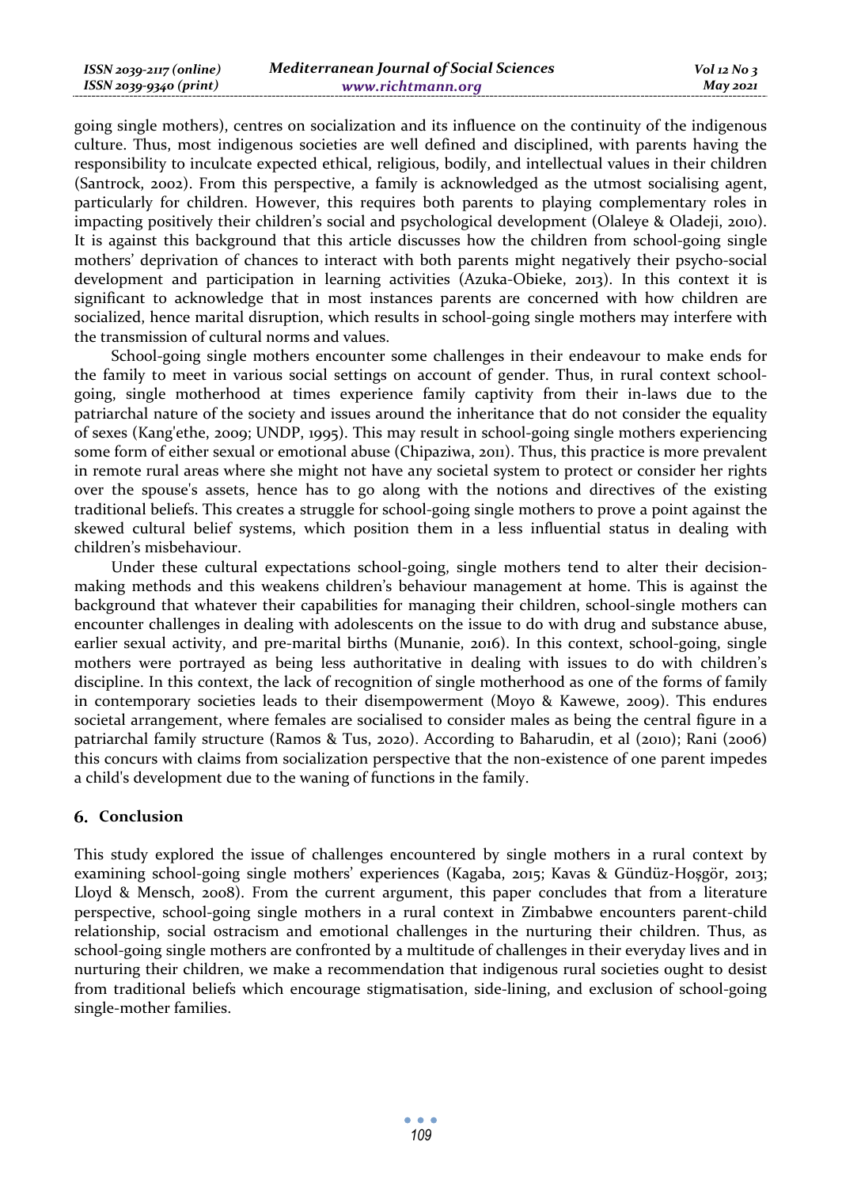going single mothers), centres on socialization and its influence on the continuity of the indigenous culture. Thus, most indigenous societies are well defined and disciplined, with parents having the responsibility to inculcate expected ethical, religious, bodily, and intellectual values in their children (Santrock, 2002). From this perspective, a family is acknowledged as the utmost socialising agent, particularly for children. However, this requires both parents to playing complementary roles in impacting positively their children's social and psychological development (Olaleye & Oladeji, 2010). It is against this background that this article discusses how the children from school-going single mothers' deprivation of chances to interact with both parents might negatively their psycho-social development and participation in learning activities (Azuka-Obieke, 2013). In this context it is significant to acknowledge that in most instances parents are concerned with how children are socialized, hence marital disruption, which results in school-going single mothers may interfere with the transmission of cultural norms and values.

School-going single mothers encounter some challenges in their endeavour to make ends for the family to meet in various social settings on account of gender. Thus, in rural context school-going, single motherhood at times experience family captivity from their in-laws due to the patriarchal nature of the society and issues around the inheritance that do not consider the equality of sexes (Kang'ethe, 2009; UNDP, 1995). This may result in school-going single mothers experiencing some form of either sexual or emotional abuse (Chipaziwa, 2011). Thus, this practice is more prevalent in remote rural areas where she might not have any societal system to protect or consider her rights over the spouse's assets, hence has to go along with the notions and directives of the existing traditional beliefs. This creates a struggle for school-going single mothers to prove a point against the skewed cultural belief systems, which position them in a less influential status in dealing with children's misbehaviour.

Under these cultural expectations school-going, single mothers tend to alter their decision-making methods and this weakens children's behaviour management at home. This is against the background that whatever their capabilities for managing their children, school-single mothers can encounter challenges in dealing with adolescents on the issue to do with drug and substance abuse, earlier sexual activity, and pre-marital births (Munanie, 2016). In this context, school-going, single mothers were portrayed as being less authoritative in dealing with issues to do with children's discipline. In this context, the lack of recognition of single motherhood as one of the forms of family in contemporary societies leads to their disempowerment (Moyo & Kawewe, 2009). This endures societal arrangement, where females are socialised to consider males as being the central figure in a patriarchal family structure (Ramos & Tus, 2020). According to Baharudin, et al (2010); Rani (2006) this concurs with claims from socialization perspective that the non-existence of one parent impedes a child's development due to the waning of functions in the family.

## 6. Conclusion

This study explored the issue of challenges encountered by single mothers in a rural context by examining school-going single mothers' experiences (Kagaba, 2015; Kavas & Gündüz-Hoşgör, 2013; Lloyd & Mensch, 2008). From the current argument, this paper concludes that from a literature perspective, school-going single mothers in a rural context in Zimbabwe encounters parent-child relationship, social ostracism and emotional challenges in the nurturing their children. Thus, as school-going single mothers are confronted by a multitude of challenges in their everyday lives and in nurturing their children, we make a recommendation that indigenous rural societies ought to desist from traditional beliefs which encourage stigmatisation, side-lining, and exclusion of school-going single-mother families.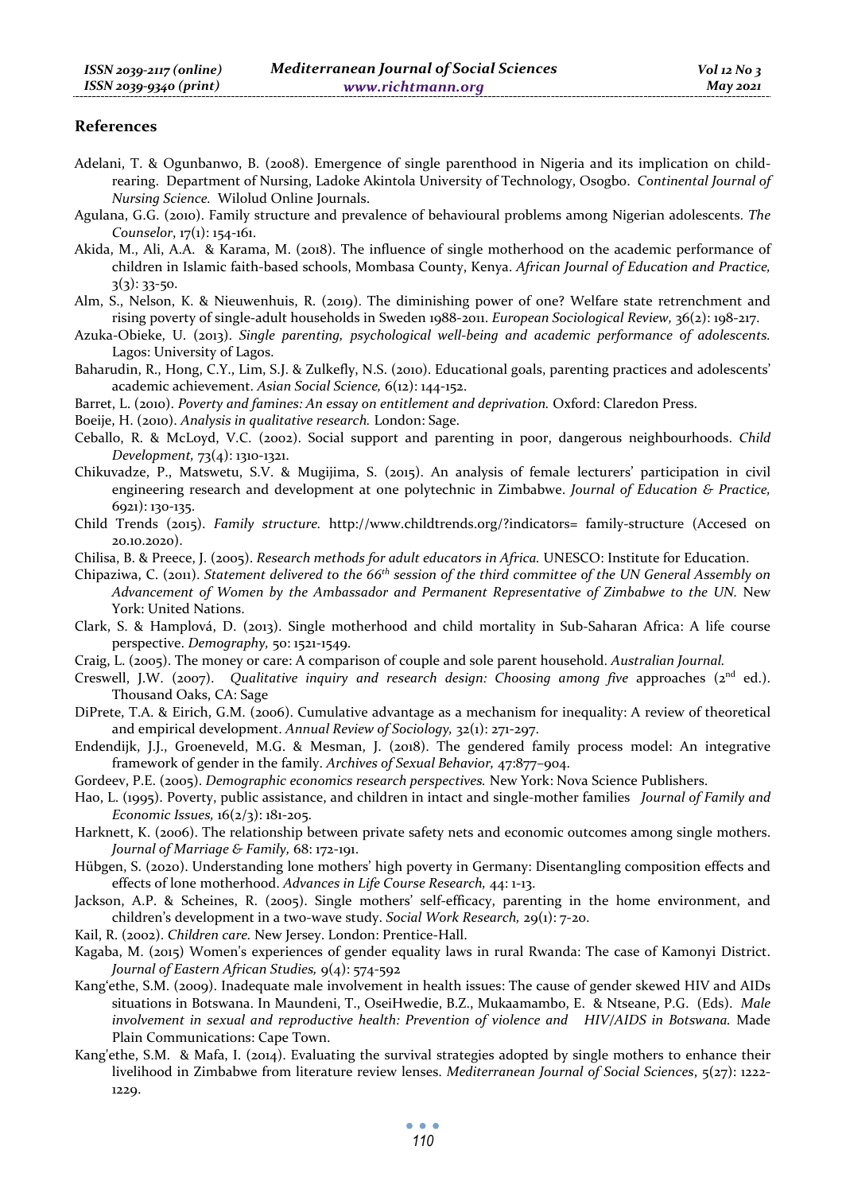## References

Adelani, T. & Ogunbanwo, B. (2008). Emergence of single parenthood in Nigeria and its implication on child-rearing. Department of Nursing, Ladoke Akintola University of Technology, Osogbo. *Continental Journal of Nursing Science.* Wilolud Online Journals.

Agulana, G.G. (2010). Family structure and prevalence of behavioural problems among Nigerian adolescents. *The Counselor*, 17(1): 154-161.

Akida, M., Ali, A.A. & Karama, M. (2018). The influence of single motherhood on the academic performance of children in Islamic faith-based schools, Mombasa County, Kenya. *African Journal of Education and Practice,* 3(3): 33-50.

Alm, S., Nelson, K. & Nieuwenhuis, R. (2019). The diminishing power of one? Welfare state retrenchment and rising poverty of single-adult households in Sweden 1988-2011. *European Sociological Review,* 36(2): 198-217.

Azuka-Obieke, U. (2013). *Single parenting, psychological well-being and academic performance of adolescents.* Lagos: University of Lagos.

Baharudin, R., Hong, C.Y., Lim, S.J. & Zulkefly, N.S. (2010). Educational goals, parenting practices and adolescents' academic achievement. *Asian Social Science,* 6(12): 144-152.

Barret, L. (2010). *Poverty and famines: An essay on entitlement and deprivation.* Oxford: Claredon Press.

Boeije, H. (2010). *Analysis in qualitative research.* London: Sage.

Ceballo, R. & McLoyd, V.C. (2002). Social support and parenting in poor, dangerous neighbourhoods. *Child Development,* 73(4): 1310-1321.

Chikuvadze, P., Matswetu, S.V. & Mugijima, S. (2015). An analysis of female lecturers' participation in civil engineering research and development at one polytechnic in Zimbabwe. *Journal of Education & Practice,* 6921): 130-135.

Child Trends (2015). *Family structure.* http://www.childtrends.org/?indicators= family-structure (Accesed on 20.10.2020).

Chilisa, B. & Preece, J. (2005). *Research methods for adult educators in Africa.* UNESCO: Institute for Education.

Chipaziwa, C. (2011). *Statement delivered to the 66th session of the third committee of the UN General Assembly on Advancement of Women by the Ambassador and Permanent Representative of Zimbabwe to the UN.* New York: United Nations.

Clark, S. & Hamplová, D. (2013). Single motherhood and child mortality in Sub-Saharan Africa: A life course perspective. *Demography,* 50: 1521-1549.

Craig, L. (2005). The money or care: A comparison of couple and sole parent household. *Australian Journal.*

Creswell, J.W. (2007). *Qualitative inquiry and research design: Choosing among five* approaches (2nd ed.). Thousand Oaks, CA: Sage

DiPrete, T.A. & Eirich, G.M. (2006). Cumulative advantage as a mechanism for inequality: A review of theoretical and empirical development. *Annual Review of Sociology,* 32(1): 271-297.

Endendijk, J.J., Groeneveld, M.G. & Mesman, J. (2018). The gendered family process model: An integrative framework of gender in the family. *Archives of Sexual Behavior,* 47:877–904.

Gordeev, P.E. (2005). *Demographic economics research perspectives.* New York: Nova Science Publishers.

Hao, L. (1995). Poverty, public assistance, and children in intact and single-mother families *Journal of Family and Economic Issues,* 16(2/3): 181-205.

Harknett, K. (2006). The relationship between private safety nets and economic outcomes among single mothers. *Journal of Marriage & Family,* 68: 172-191.

Hübgen, S. (2020). Understanding lone mothers' high poverty in Germany: Disentangling composition effects and effects of lone motherhood. *Advances in Life Course Research,* 44: 1-13.

Jackson, A.P. & Scheines, R. (2005). Single mothers' self-efficacy, parenting in the home environment, and children's development in a two-wave study. *Social Work Research,* 29(1): 7-20.

Kail, R. (2002). *Children care.* New Jersey. London: Prentice-Hall.

Kagaba, M. (2015) Women's experiences of gender equality laws in rural Rwanda: The case of Kamonyi District. *Journal of Eastern African Studies,* 9(4): 574-592

Kang'ethe, S.M. (2009). Inadequate male involvement in health issues: The cause of gender skewed HIV and AIDs situations in Botswana. In Maundeni, T., OseiHwedie, B.Z., Mukaamambo, E. & Ntseane, P.G. (Eds). *Male involvement in sexual and reproductive health: Prevention of violence and HIV/AIDS in Botswana.* Made Plain Communications: Cape Town.

Kang'ethe, S.M. & Mafa, I. (2014). Evaluating the survival strategies adopted by single mothers to enhance their livelihood in Zimbabwe from literature review lenses. *Mediterranean Journal of Social Sciences*, 5(27): 1222-1229.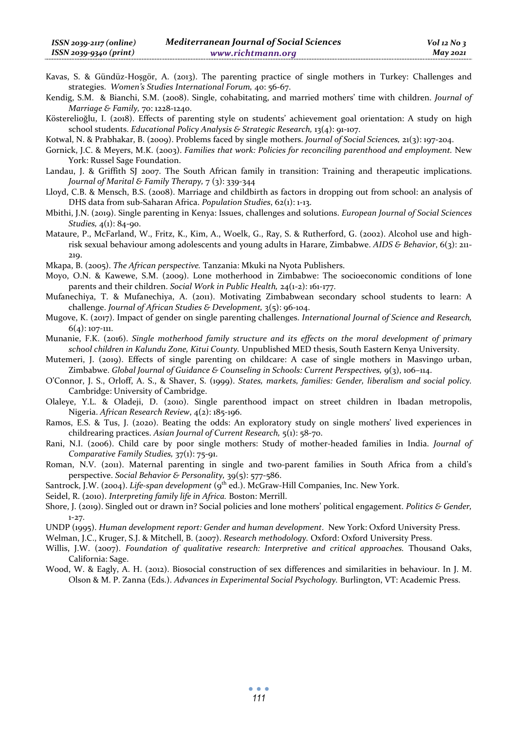Kavas, S. & Gündüz-Hoşgör, A. (2013). The parenting practice of single mothers in Turkey: Challenges and strategies. *Women's Studies International Forum,* 40: 56-67.

Kendig, S.M. & Bianchi, S.M. (2008). Single, cohabitating, and married mothers' time with children. *Journal of Marriage & Family,* 70: 1228-1240.

Kösterelioğlu, I. (2018). Effects of parenting style on students' achievement goal orientation: A study on high school students. *Educational Policy Analysis & Strategic Research,* 13(4): 91-107.

Kotwal, N. & Prabhakar, B. (2009). Problems faced by single mothers. *Journal of Social Sciences,* 21(3): 197-204.

Gornick, J.C. & Meyers, M.K. (2003). *Families that work: Policies for reconciling parenthood and employment.* New York: Russel Sage Foundation.

Landau, J. & Griffith SJ 2007. The South African family in transition: Training and therapeutic implications. *Journal of Marital & Family Therapy,* 7 (3): 339-344

Lloyd, C.B. & Mensch, B.S. (2008). Marriage and childbirth as factors in dropping out from school: an analysis of DHS data from sub-Saharan Africa. *Population Studies*, 62(1): 1-13.

Mbithi, J.N. (2019). Single parenting in Kenya: Issues, challenges and solutions. *European Journal of Social Sciences Studies,* 4(1): 84-90.

Mataure, P., McFarland, W., Fritz, K., Kim, A., Woelk, G., Ray, S. & Rutherford, G. (2002). Alcohol use and high-risk sexual behaviour among adolescents and young adults in Harare, Zimbabwe. *AIDS & Behavior*, 6(3): 211-219.

Mkapa, B. (2005). *The African perspective.* Tanzania: Mkuki na Nyota Publishers.

Moyo, O.N. & Kawewe, S.M. (2009). Lone motherhood in Zimbabwe: The socioeconomic conditions of lone parents and their children. *Social Work in Public Health,* 24(1-2): 161-177.

Mufanechiya, T. & Mufanechiya, A. (2011). Motivating Zimbabwean secondary school students to learn: A challenge. *Journal of African Studies & Development,* 3(5): 96-104.

Mugove, K. (2017). Impact of gender on single parenting challenges. *International Journal of Science and Research,* 6(4): 107-111.

Munanie, F.K. (2016). *Single motherhood family structure and its effects on the moral development of primary school children in Kalundu Zone, Kitui County.* Unpublished MED thesis, South Eastern Kenya University.

Mutemeri, J. (2019). Effects of single parenting on childcare: A case of single mothers in Masvingo urban, Zimbabwe. *Global Journal of Guidance & Counseling in Schools: Current Perspectives,* 9(3), 106–114.

O'Connor, J. S., Orloff, A. S., & Shaver, S. (1999). *States, markets, families: Gender, liberalism and social policy.* Cambridge: University of Cambridge.

Olaleye, Y.L. & Oladeji, D. (2010). Single parenthood impact on street children in Ibadan metropolis, Nigeria. *African Research Review*, 4(2): 185-196.

Ramos, E.S. & Tus, J. (2020). Beating the odds: An exploratory study on single mothers' lived experiences in childrearing practices. *Asian Journal of Current Research,* 5(1): 58-70.

Rani, N.I. (2006). Child care by poor single mothers: Study of mother-headed families in India. *Journal of Comparative Family Studies,* 37(1): 75-91.

Roman, N.V. (2011). Maternal parenting in single and two-parent families in South Africa from a child's perspective. *Social Behavior & Personality,* 39(5): 577-586.

Santrock, J.W. (2004). *Life-span development* (9th ed.). McGraw-Hill Companies, Inc. New York.

Seidel, R. (2010). *Interpreting family life in Africa.* Boston: Merrill.

Shore, J. (2019). Singled out or drawn in? Social policies and lone mothers' political engagement. *Politics & Gender,* 1-27.

UNDP (1995). *Human development report: Gender and human development*. New York: Oxford University Press.

Welman, J.C., Kruger, S.J. & Mitchell, B. (2007). *Research methodology.* Oxford: Oxford University Press.

Willis, J.W. (2007). *Foundation of qualitative research: Interpretive and critical approaches.* Thousand Oaks, California: Sage.

Wood, W. & Eagly, A. H. (2012). Biosocial construction of sex differences and similarities in behaviour. In J. M. Olson & M. P. Zanna (Eds.). *Advances in Experimental Social Psychology.* Burlington, VT: Academic Press.